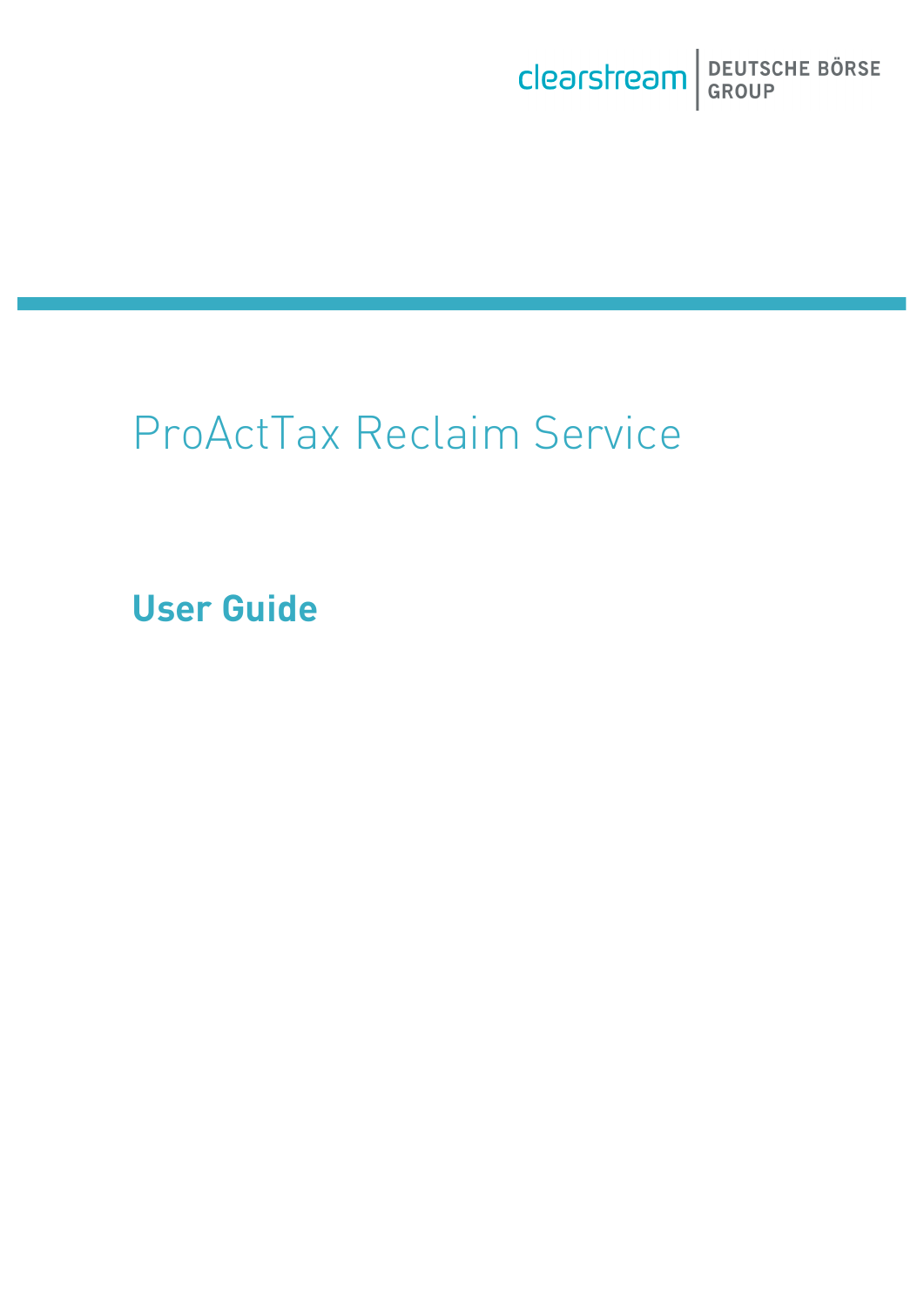clearstream | DEUTSCHE BÖRSE GROUP

# ProActTax Reclaim Service

## User Guide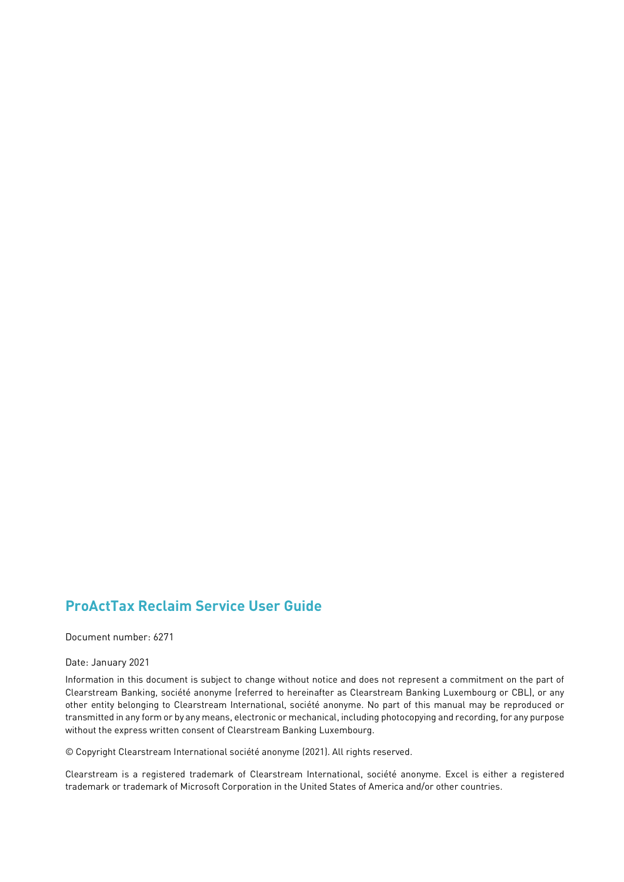## ProActTax Reclaim Service User Guide

Document number: 6271

Date: January 2021

Information in this document is subject to change without notice and does not represent a commitment on the part of Clearstream Banking, société anonyme (referred to hereinafter as Clearstream Banking Luxembourg or CBL), or any other entity belonging to Clearstream International, société anonyme. No part of this manual may be reproduced or transmitted in any form or by any means, electronic or mechanical, including photocopying and recording, for any purpose without the express written consent of Clearstream Banking Luxembourg.

© Copyright Clearstream International société anonyme (2021). All rights reserved.

Clearstream is a registered trademark of Clearstream International, société anonyme. Excel is either a registered trademark or trademark of Microsoft Corporation in the United States of America and/or other countries.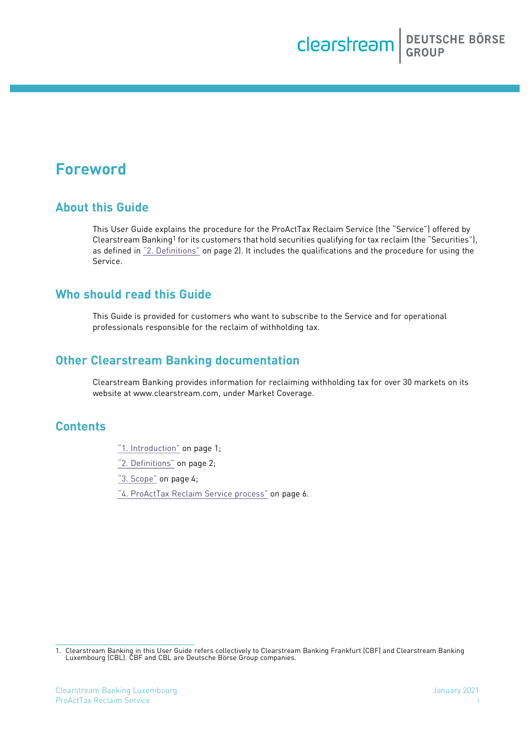# Foreword

## About this Guide

This User Guide explains the procedure for the ProActTax Reclaim Service (the "Service") offered by Clearstream Banking[1] for its customers that hold securities qualifying for tax reclaim (the "Securities"), as defined in "2. Definitions" on page 2). It includes the qualifications and the procedure for using the Service.

## Who should read this Guide

This Guide is provided for customers who want to subscribe to the Service and for operational professionals responsible for the reclaim of withholding tax.

## Other Clearstream Banking documentation

Clearstream Banking provides information for reclaiming withholding tax for over 30 markets on its website at www.clearstream.com, under Market Coverage.

## Contents

"1. Introduction" on page 1;

"2. Definitions" on page 2;

"3. Scope" on page 4;

"4. ProActTax Reclaim Service process" on page 6.

---

1. Clearstream Banking in this User Guide refers collectively to Clearstream Banking Frankfurt (CBF) and Clearstream Banking Luxembourg (CBL). CBF and CBL are Deutsche Börse Group companies.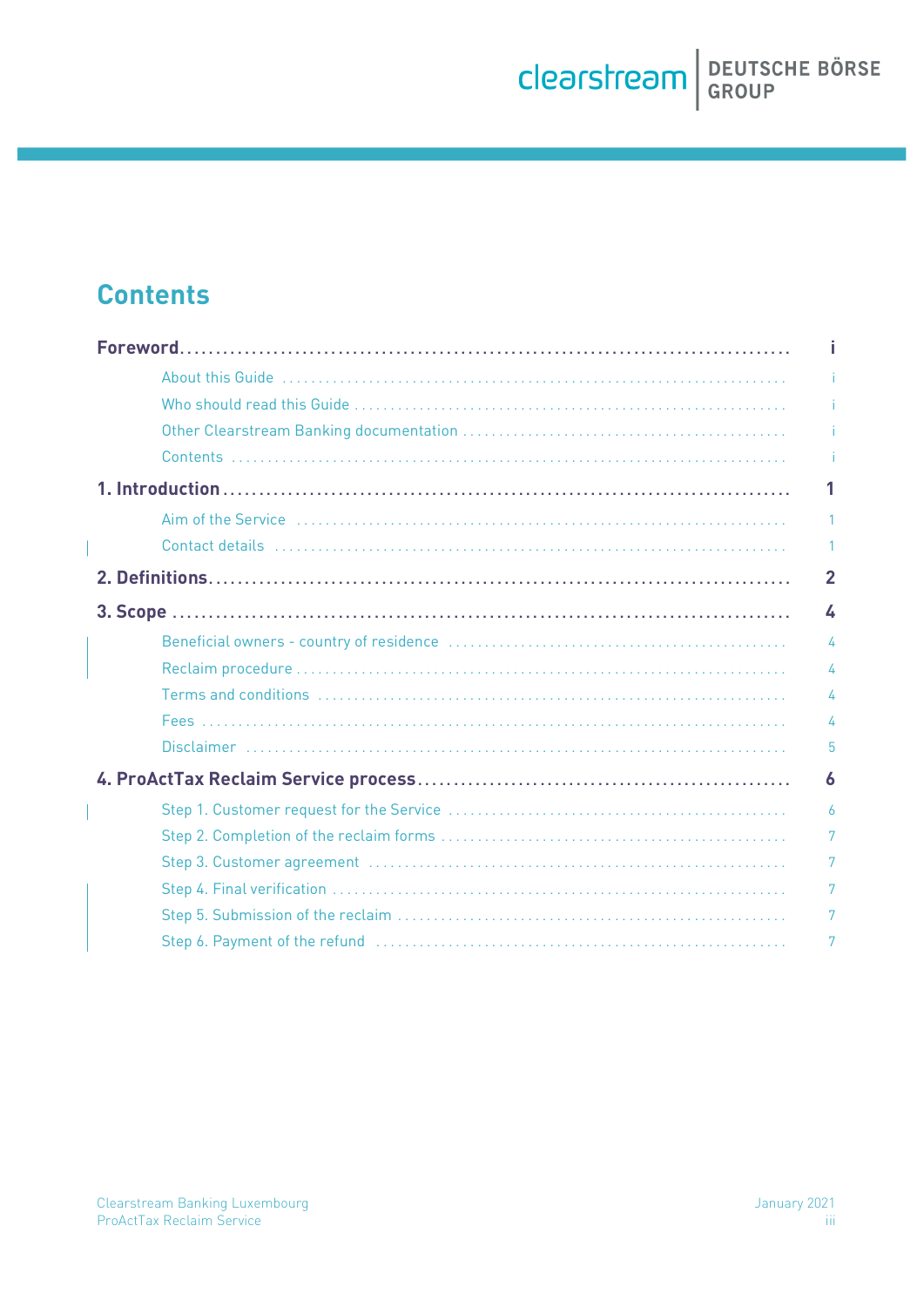# Contents

**Foreword** ..... i

- About this Guide ..... i
- Who should read this Guide ..... i
- Other Clearstream Banking documentation ..... i
- Contents ..... i

**1. Introduction** ..... 1

- Aim of the Service ..... 1
- Contact details ..... 1

**2. Definitions** ..... 2

**3. Scope** ..... 4

- Beneficial owners - country of residence ..... 4
- Reclaim procedure ..... 4
- Terms and conditions ..... 4
- Fees ..... 4
- Disclaimer ..... 5

**4. ProActTax Reclaim Service process** ..... 6

- Step 1. Customer request for the Service ..... 6
- Step 2. Completion of the reclaim forms ..... 7
- Step 3. Customer agreement ..... 7
- Step 4. Final verification ..... 7
- Step 5. Submission of the reclaim ..... 7
- Step 6. Payment of the refund ..... 7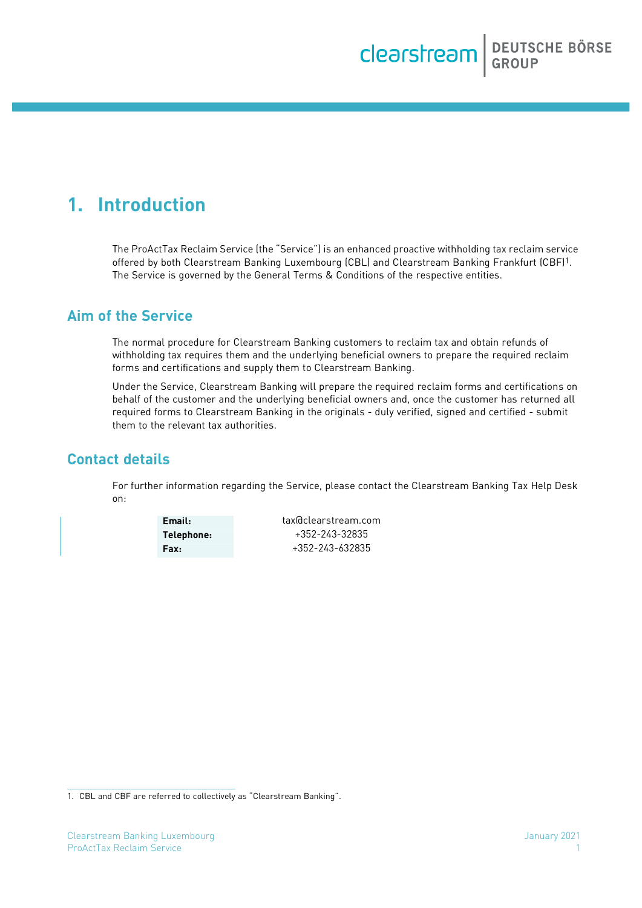# 1. Introduction

The ProActTax Reclaim Service (the "Service") is an enhanced proactive withholding tax reclaim service offered by both Clearstream Banking Luxembourg (CBL) and Clearstream Banking Frankfurt (CBF)[1]. The Service is governed by the General Terms & Conditions of the respective entities.

## Aim of the Service

The normal procedure for Clearstream Banking customers to reclaim tax and obtain refunds of withholding tax requires them and the underlying beneficial owners to prepare the required reclaim forms and certifications and supply them to Clearstream Banking.

Under the Service, Clearstream Banking will prepare the required reclaim forms and certifications on behalf of the customer and the underlying beneficial owners and, once the customer has returned all required forms to Clearstream Banking in the originals - duly verified, signed and certified - submit them to the relevant tax authorities.

## Contact details

For further information regarding the Service, please contact the Clearstream Banking Tax Help Desk on:

| | |
|---|---|
| **Email:** | tax@clearstream.com |
| **Telephone:** | +352-243-32835 |
| **Fax:** | +352-243-632835 |

1. CBL and CBF are referred to collectively as "Clearstream Banking".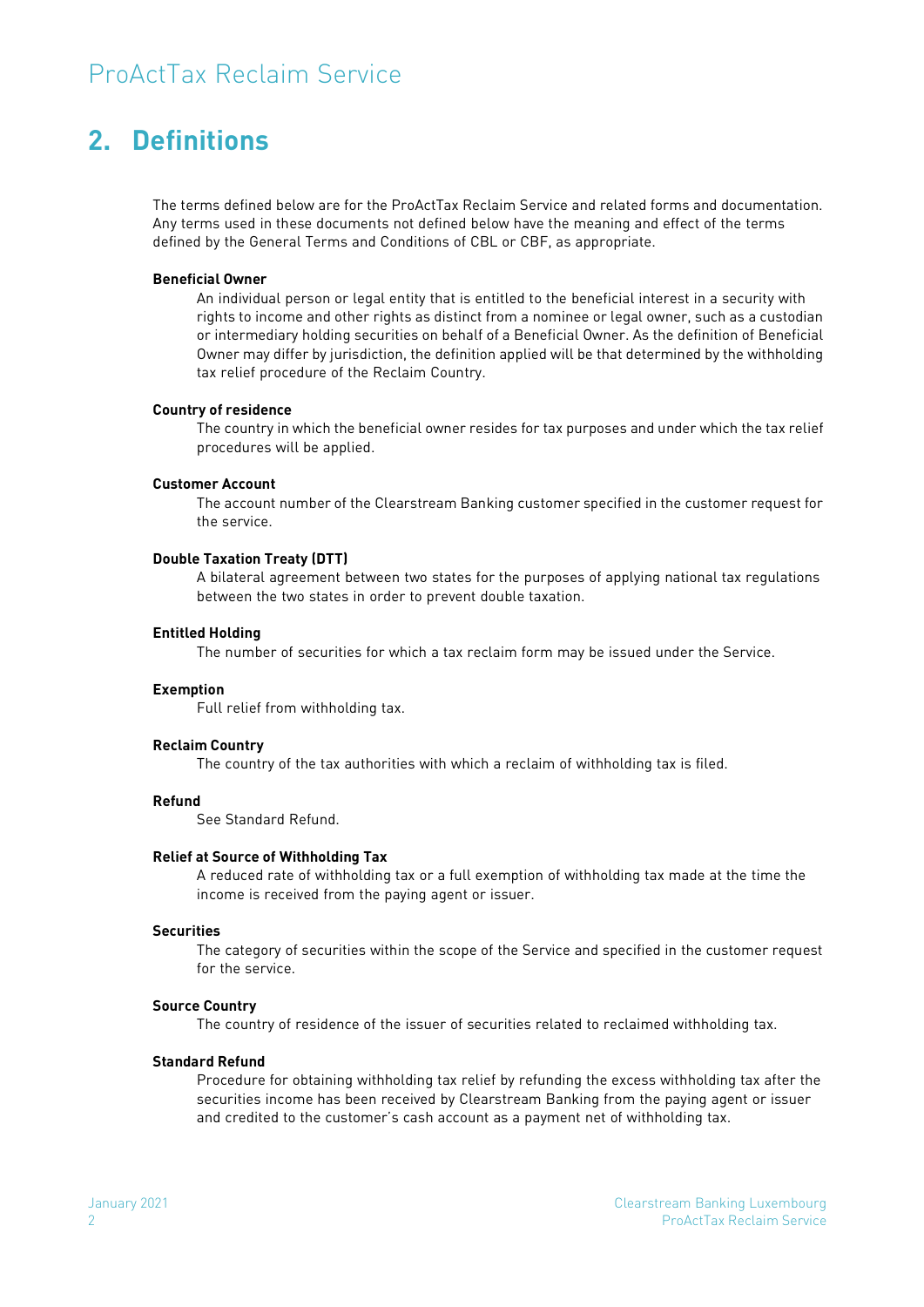## 2. Definitions

The terms defined below are for the ProActTax Reclaim Service and related forms and documentation. Any terms used in these documents not defined below have the meaning and effect of the terms defined by the General Terms and Conditions of CBL or CBF, as appropriate.

**Beneficial Owner**

An individual person or legal entity that is entitled to the beneficial interest in a security with rights to income and other rights as distinct from a nominee or legal owner, such as a custodian or intermediary holding securities on behalf of a Beneficial Owner. As the definition of Beneficial Owner may differ by jurisdiction, the definition applied will be that determined by the withholding tax relief procedure of the Reclaim Country.

**Country of residence**

The country in which the beneficial owner resides for tax purposes and under which the tax relief procedures will be applied.

**Customer Account**

The account number of the Clearstream Banking customer specified in the customer request for the service.

**Double Taxation Treaty (DTT)**

A bilateral agreement between two states for the purposes of applying national tax regulations between the two states in order to prevent double taxation.

**Entitled Holding**

The number of securities for which a tax reclaim form may be issued under the Service.

**Exemption**

Full relief from withholding tax.

**Reclaim Country**

The country of the tax authorities with which a reclaim of withholding tax is filed.

**Refund**

See Standard Refund.

**Relief at Source of Withholding Tax**

A reduced rate of withholding tax or a full exemption of withholding tax made at the time the income is received from the paying agent or issuer.

**Securities**

The category of securities within the scope of the Service and specified in the customer request for the service.

**Source Country**

The country of residence of the issuer of securities related to reclaimed withholding tax.

**Standard Refund**

Procedure for obtaining withholding tax relief by refunding the excess withholding tax after the securities income has been received by Clearstream Banking from the paying agent or issuer and credited to the customer's cash account as a payment net of withholding tax.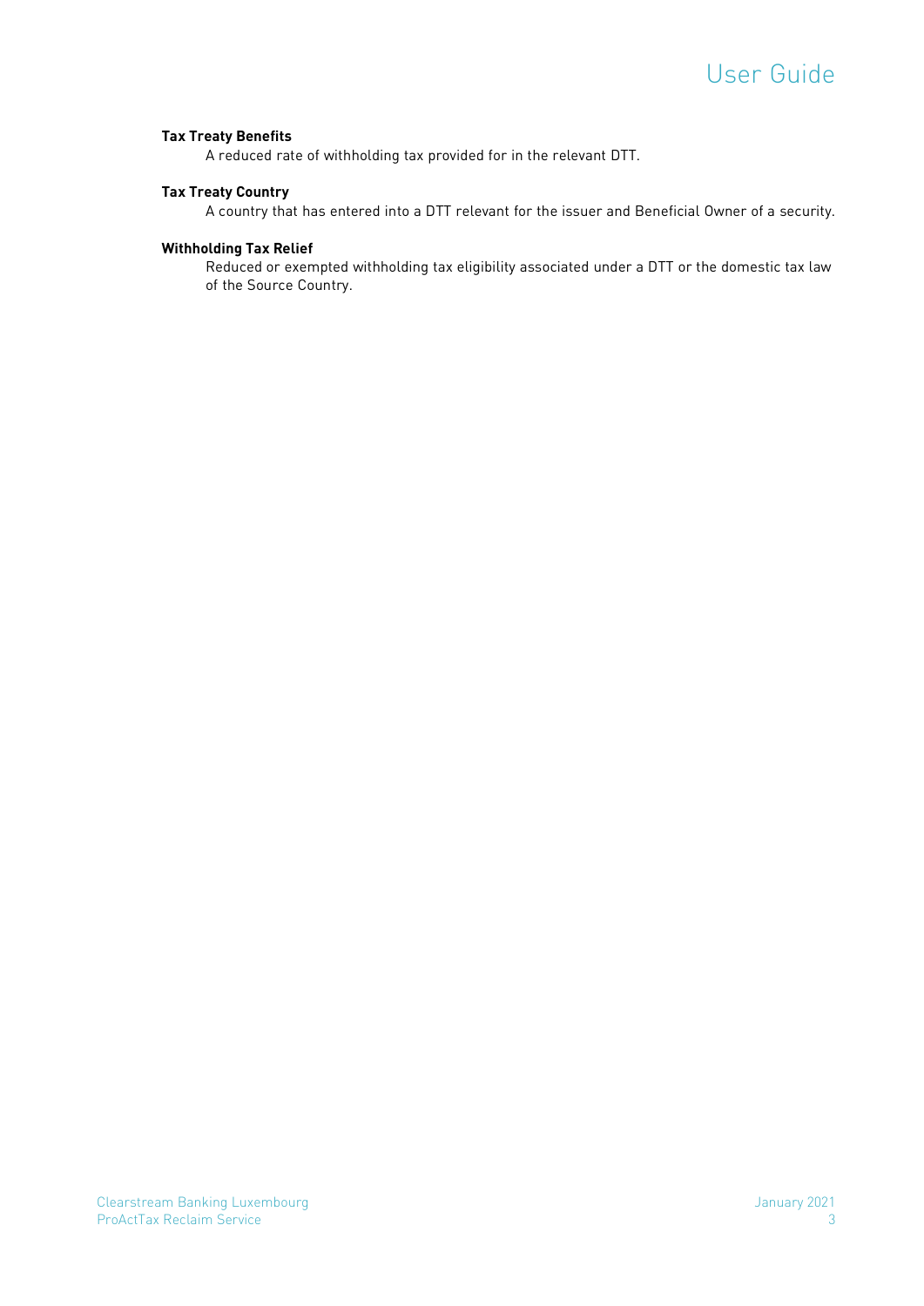**Tax Treaty Benefits**
A reduced rate of withholding tax provided for in the relevant DTT.

**Tax Treaty Country**
A country that has entered into a DTT relevant for the issuer and Beneficial Owner of a security.

**Withholding Tax Relief**
Reduced or exempted withholding tax eligibility associated under a DTT or the domestic tax law of the Source Country.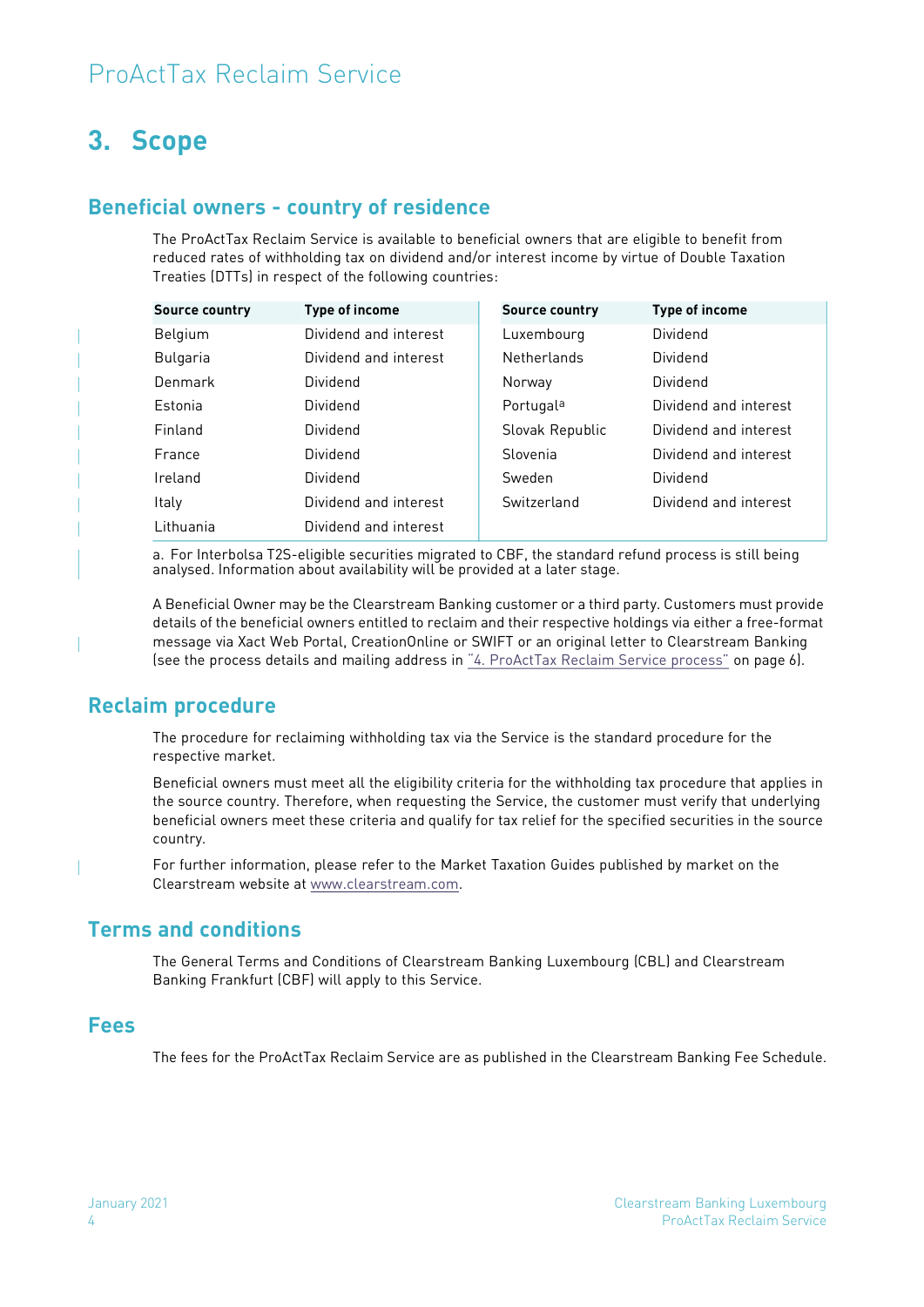# 3. Scope

## Beneficial owners - country of residence

The ProActTax Reclaim Service is available to beneficial owners that are eligible to benefit from reduced rates of withholding tax on dividend and/or interest income by virtue of Double Taxation Treaties (DTTs) in respect of the following countries:

| Source country | Type of income | Source country | Type of income |
|---|---|---|---|
| Belgium | Dividend and interest | Luxembourg | Dividend |
| Bulgaria | Dividend and interest | Netherlands | Dividend |
| Denmark | Dividend | Norway | Dividend |
| Estonia | Dividend | Portugal[a] | Dividend and interest |
| Finland | Dividend | Slovak Republic | Dividend and interest |
| France | Dividend | Slovenia | Dividend and interest |
| Ireland | Dividend | Sweden | Dividend |
| Italy | Dividend and interest | Switzerland | Dividend and interest |
| Lithuania | Dividend and interest | | |

a. For Interbolsa T2S-eligible securities migrated to CBF, the standard refund process is still being analysed. Information about availability will be provided at a later stage.

A Beneficial Owner may be the Clearstream Banking customer or a third party. Customers must provide details of the beneficial owners entitled to reclaim and their respective holdings via either a free-format message via Xact Web Portal, CreationOnline or SWIFT or an original letter to Clearstream Banking (see the process details and mailing address in "4. ProActTax Reclaim Service process" on page 6).

## Reclaim procedure

The procedure for reclaiming withholding tax via the Service is the standard procedure for the respective market.

Beneficial owners must meet all the eligibility criteria for the withholding tax procedure that applies in the source country. Therefore, when requesting the Service, the customer must verify that underlying beneficial owners meet these criteria and qualify for tax relief for the specified securities in the source country.

For further information, please refer to the Market Taxation Guides published by market on the Clearstream website at www.clearstream.com.

## Terms and conditions

The General Terms and Conditions of Clearstream Banking Luxembourg (CBL) and Clearstream Banking Frankfurt (CBF) will apply to this Service.

## Fees

The fees for the ProActTax Reclaim Service are as published in the Clearstream Banking Fee Schedule.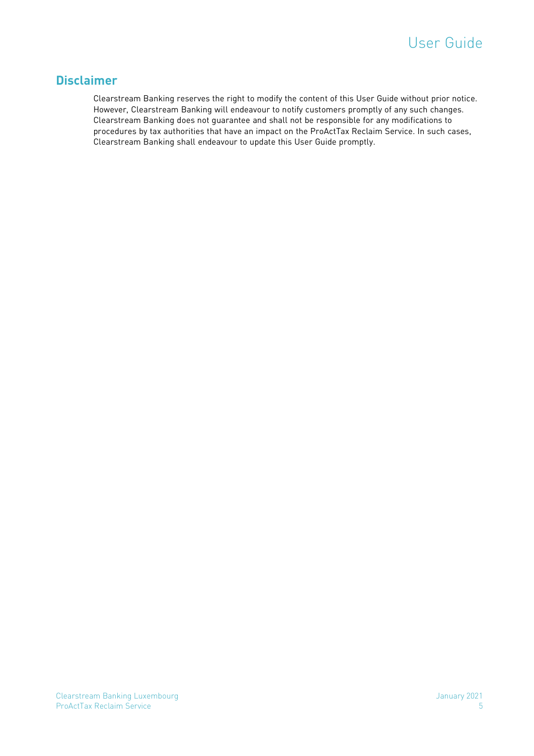## Disclaimer

Clearstream Banking reserves the right to modify the content of this User Guide without prior notice. However, Clearstream Banking will endeavour to notify customers promptly of any such changes. Clearstream Banking does not guarantee and shall not be responsible for any modifications to procedures by tax authorities that have an impact on the ProActTax Reclaim Service. In such cases, Clearstream Banking shall endeavour to update this User Guide promptly.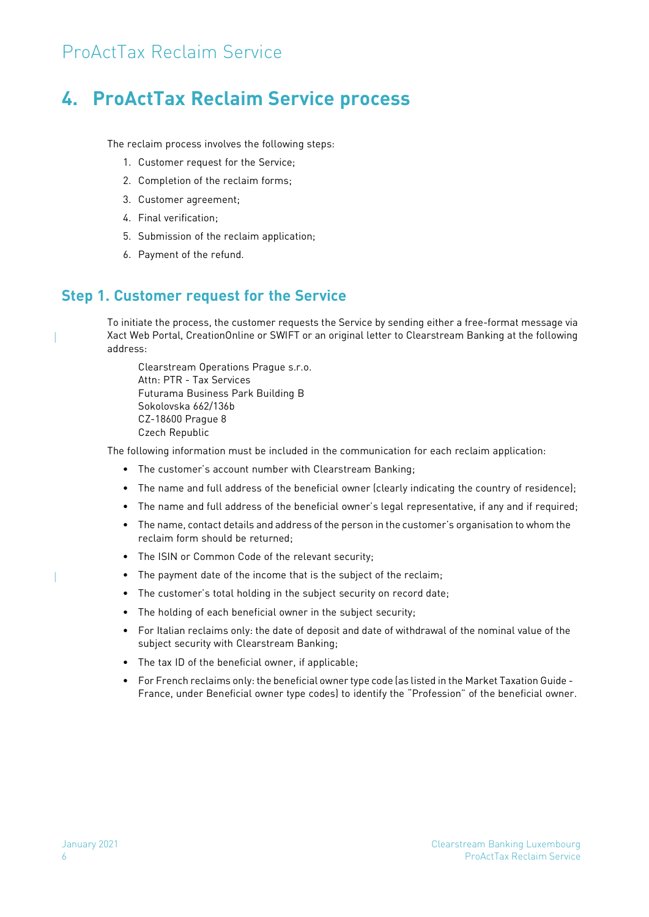# 4. ProActTax Reclaim Service process

The reclaim process involves the following steps:

1. Customer request for the Service;
2. Completion of the reclaim forms;
3. Customer agreement;
4. Final verification;
5. Submission of the reclaim application;
6. Payment of the refund.

## Step 1. Customer request for the Service

To initiate the process, the customer requests the Service by sending either a free-format message via Xact Web Portal, CreationOnline or SWIFT or an original letter to Clearstream Banking at the following address:

Clearstream Operations Prague s.r.o.
Attn: PTR - Tax Services
Futurama Business Park Building B
Sokolovska 662/136b
CZ-18600 Prague 8
Czech Republic

The following information must be included in the communication for each reclaim application:

- The customer's account number with Clearstream Banking;
- The name and full address of the beneficial owner (clearly indicating the country of residence);
- The name and full address of the beneficial owner's legal representative, if any and if required;
- The name, contact details and address of the person in the customer's organisation to whom the reclaim form should be returned;
- The ISIN or Common Code of the relevant security;
- The payment date of the income that is the subject of the reclaim;
- The customer's total holding in the subject security on record date;
- The holding of each beneficial owner in the subject security;
- For Italian reclaims only: the date of deposit and date of withdrawal of the nominal value of the subject security with Clearstream Banking;
- The tax ID of the beneficial owner, if applicable;
- For French reclaims only: the beneficial owner type code (as listed in the Market Taxation Guide - France, under Beneficial owner type codes) to identify the "Profession" of the beneficial owner.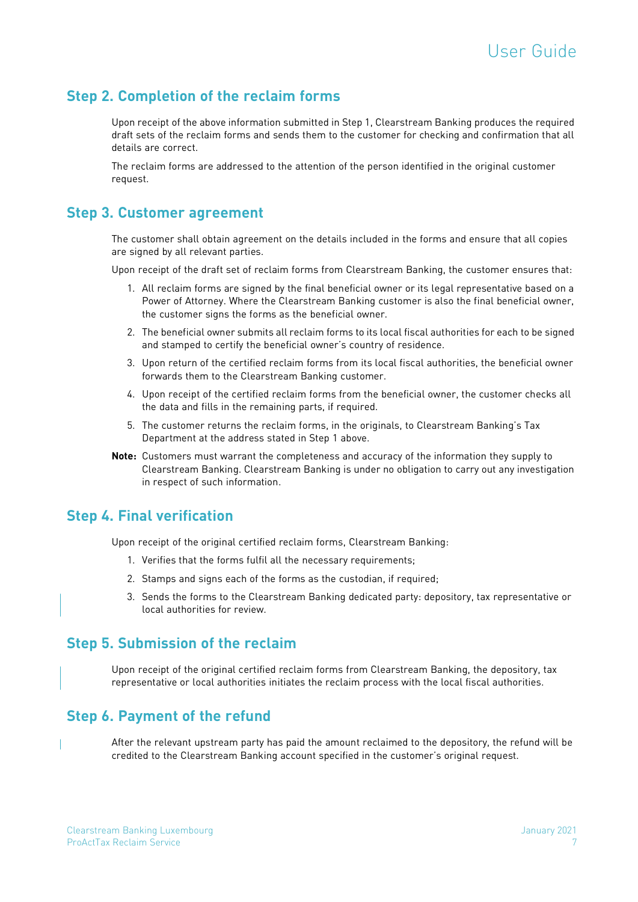## Step 2. Completion of the reclaim forms

Upon receipt of the above information submitted in Step 1, Clearstream Banking produces the required draft sets of the reclaim forms and sends them to the customer for checking and confirmation that all details are correct.

The reclaim forms are addressed to the attention of the person identified in the original customer request.

## Step 3. Customer agreement

The customer shall obtain agreement on the details included in the forms and ensure that all copies are signed by all relevant parties.

Upon receipt of the draft set of reclaim forms from Clearstream Banking, the customer ensures that:

1. All reclaim forms are signed by the final beneficial owner or its legal representative based on a Power of Attorney. Where the Clearstream Banking customer is also the final beneficial owner, the customer signs the forms as the beneficial owner.
2. The beneficial owner submits all reclaim forms to its local fiscal authorities for each to be signed and stamped to certify the beneficial owner's country of residence.
3. Upon return of the certified reclaim forms from its local fiscal authorities, the beneficial owner forwards them to the Clearstream Banking customer.
4. Upon receipt of the certified reclaim forms from the beneficial owner, the customer checks all the data and fills in the remaining parts, if required.
5. The customer returns the reclaim forms, in the originals, to Clearstream Banking's Tax Department at the address stated in Step 1 above.

**Note:** Customers must warrant the completeness and accuracy of the information they supply to Clearstream Banking. Clearstream Banking is under no obligation to carry out any investigation in respect of such information.

## Step 4. Final verification

Upon receipt of the original certified reclaim forms, Clearstream Banking:

1. Verifies that the forms fulfil all the necessary requirements;
2. Stamps and signs each of the forms as the custodian, if required;
3. Sends the forms to the Clearstream Banking dedicated party: depository, tax representative or local authorities for review.

## Step 5. Submission of the reclaim

Upon receipt of the original certified reclaim forms from Clearstream Banking, the depository, tax representative or local authorities initiates the reclaim process with the local fiscal authorities.

## Step 6. Payment of the refund

After the relevant upstream party has paid the amount reclaimed to the depository, the refund will be credited to the Clearstream Banking account specified in the customer's original request.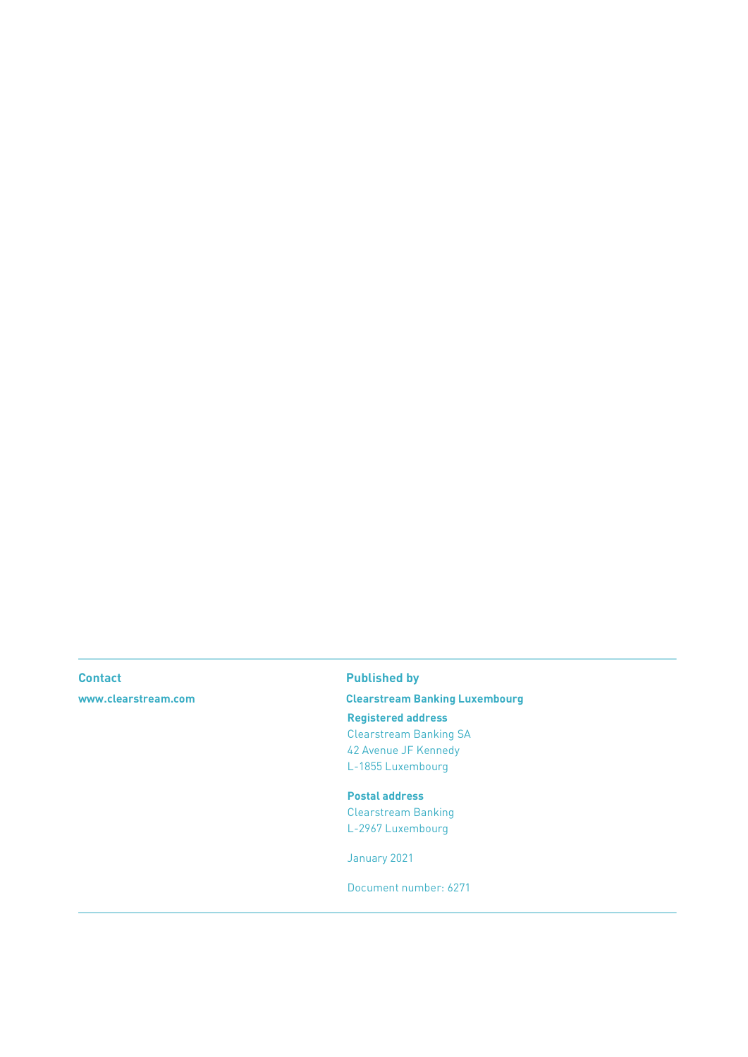**Contact**

**www.clearstream.com**

**Published by**

**Clearstream Banking Luxembourg**

**Registered address**
Clearstream Banking SA
42 Avenue JF Kennedy
L-1855 Luxembourg

**Postal address**
Clearstream Banking
L-2967 Luxembourg

January 2021

Document number: 6271